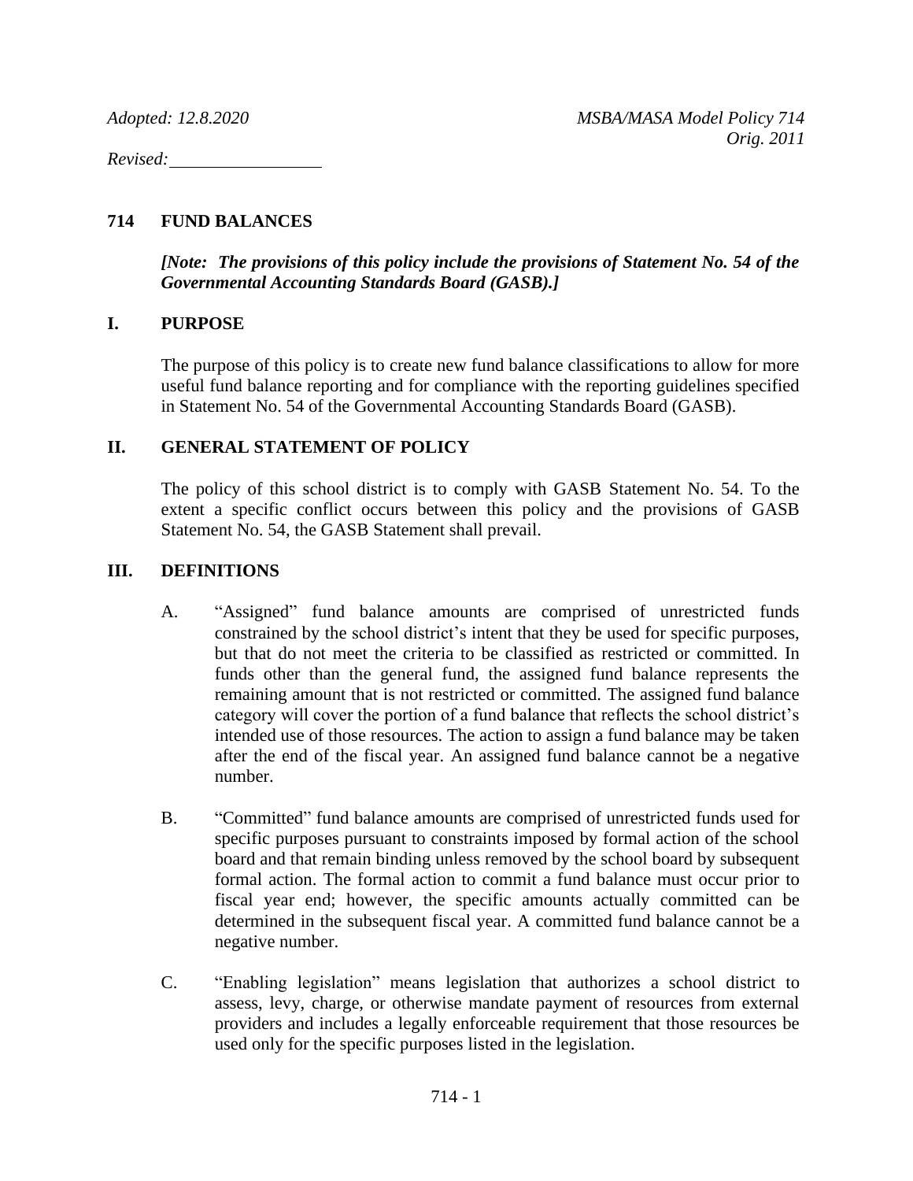*Adopted: 12.8.2020*

*MSBA/MASA Model Policy 714*
*Orig. 2011*

*Revised:* \_\_\_\_\_\_\_\_\_\_\_\_\_\_\_\_

# 714 FUND BALANCES

***[Note: The provisions of this policy include the provisions of Statement No. 54 of the Governmental Accounting Standards Board (GASB).]***

## I. PURPOSE

The purpose of this policy is to create new fund balance classifications to allow for more useful fund balance reporting and for compliance with the reporting guidelines specified in Statement No. 54 of the Governmental Accounting Standards Board (GASB).

## II. GENERAL STATEMENT OF POLICY

The policy of this school district is to comply with GASB Statement No. 54. To the extent a specific conflict occurs between this policy and the provisions of GASB Statement No. 54, the GASB Statement shall prevail.

## III. DEFINITIONS

A. "Assigned" fund balance amounts are comprised of unrestricted funds constrained by the school district's intent that they be used for specific purposes, but that do not meet the criteria to be classified as restricted or committed. In funds other than the general fund, the assigned fund balance represents the remaining amount that is not restricted or committed. The assigned fund balance category will cover the portion of a fund balance that reflects the school district's intended use of those resources. The action to assign a fund balance may be taken after the end of the fiscal year. An assigned fund balance cannot be a negative number.

B. "Committed" fund balance amounts are comprised of unrestricted funds used for specific purposes pursuant to constraints imposed by formal action of the school board and that remain binding unless removed by the school board by subsequent formal action. The formal action to commit a fund balance must occur prior to fiscal year end; however, the specific amounts actually committed can be determined in the subsequent fiscal year. A committed fund balance cannot be a negative number.

C. "Enabling legislation" means legislation that authorizes a school district to assess, levy, charge, or otherwise mandate payment of resources from external providers and includes a legally enforceable requirement that those resources be used only for the specific purposes listed in the legislation.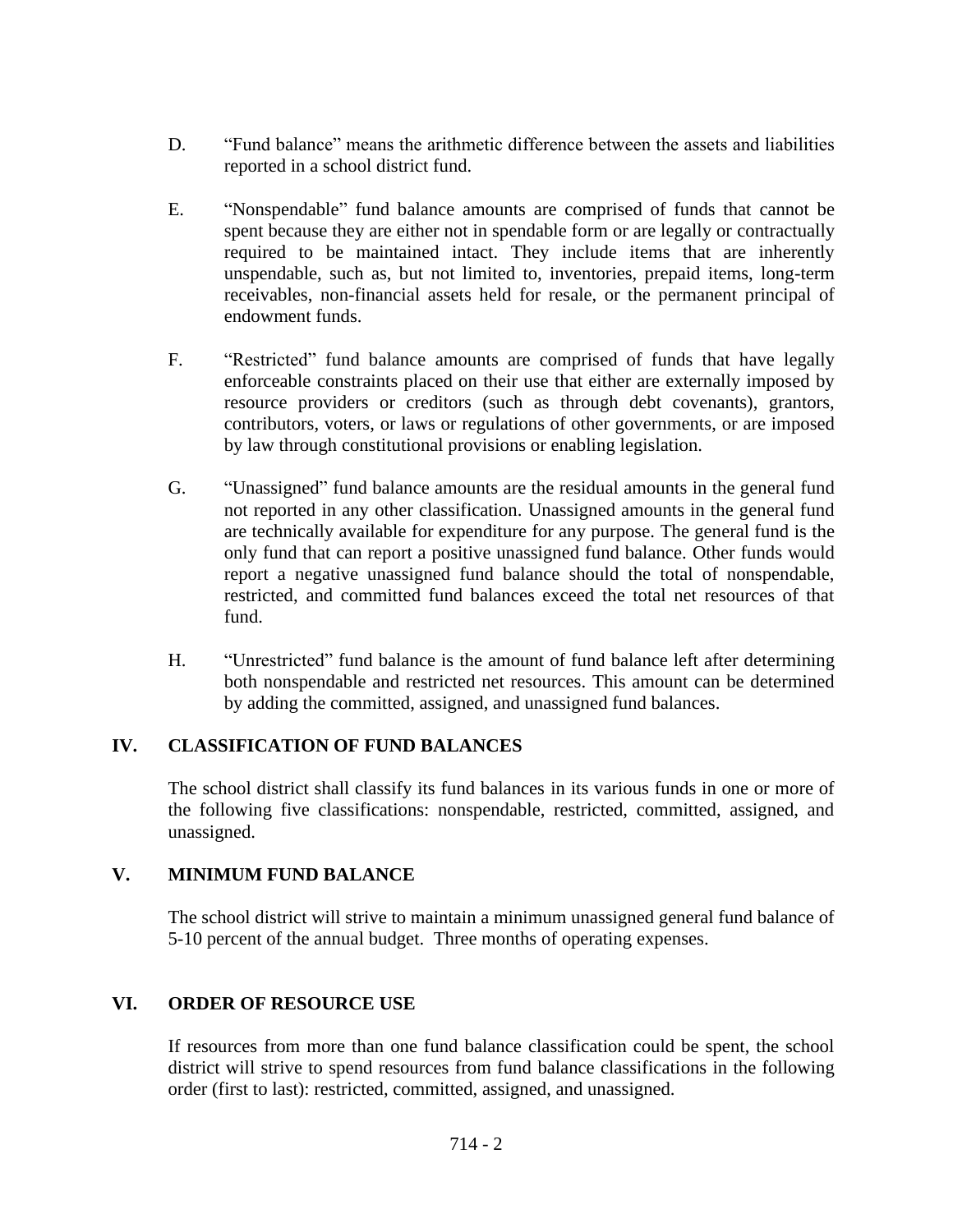D. "Fund balance" means the arithmetic difference between the assets and liabilities reported in a school district fund.

E. "Nonspendable" fund balance amounts are comprised of funds that cannot be spent because they are either not in spendable form or are legally or contractually required to be maintained intact. They include items that are inherently unspendable, such as, but not limited to, inventories, prepaid items, long-term receivables, non-financial assets held for resale, or the permanent principal of endowment funds.

F. "Restricted" fund balance amounts are comprised of funds that have legally enforceable constraints placed on their use that either are externally imposed by resource providers or creditors (such as through debt covenants), grantors, contributors, voters, or laws or regulations of other governments, or are imposed by law through constitutional provisions or enabling legislation.

G. "Unassigned" fund balance amounts are the residual amounts in the general fund not reported in any other classification. Unassigned amounts in the general fund are technically available for expenditure for any purpose. The general fund is the only fund that can report a positive unassigned fund balance. Other funds would report a negative unassigned fund balance should the total of nonspendable, restricted, and committed fund balances exceed the total net resources of that fund.

H. "Unrestricted" fund balance is the amount of fund balance left after determining both nonspendable and restricted net resources. This amount can be determined by adding the committed, assigned, and unassigned fund balances.

## IV. CLASSIFICATION OF FUND BALANCES

The school district shall classify its fund balances in its various funds in one or more of the following five classifications: nonspendable, restricted, committed, assigned, and unassigned.

## V. MINIMUM FUND BALANCE

The school district will strive to maintain a minimum unassigned general fund balance of 5-10 percent of the annual budget. Three months of operating expenses.

## VI. ORDER OF RESOURCE USE

If resources from more than one fund balance classification could be spent, the school district will strive to spend resources from fund balance classifications in the following order (first to last): restricted, committed, assigned, and unassigned.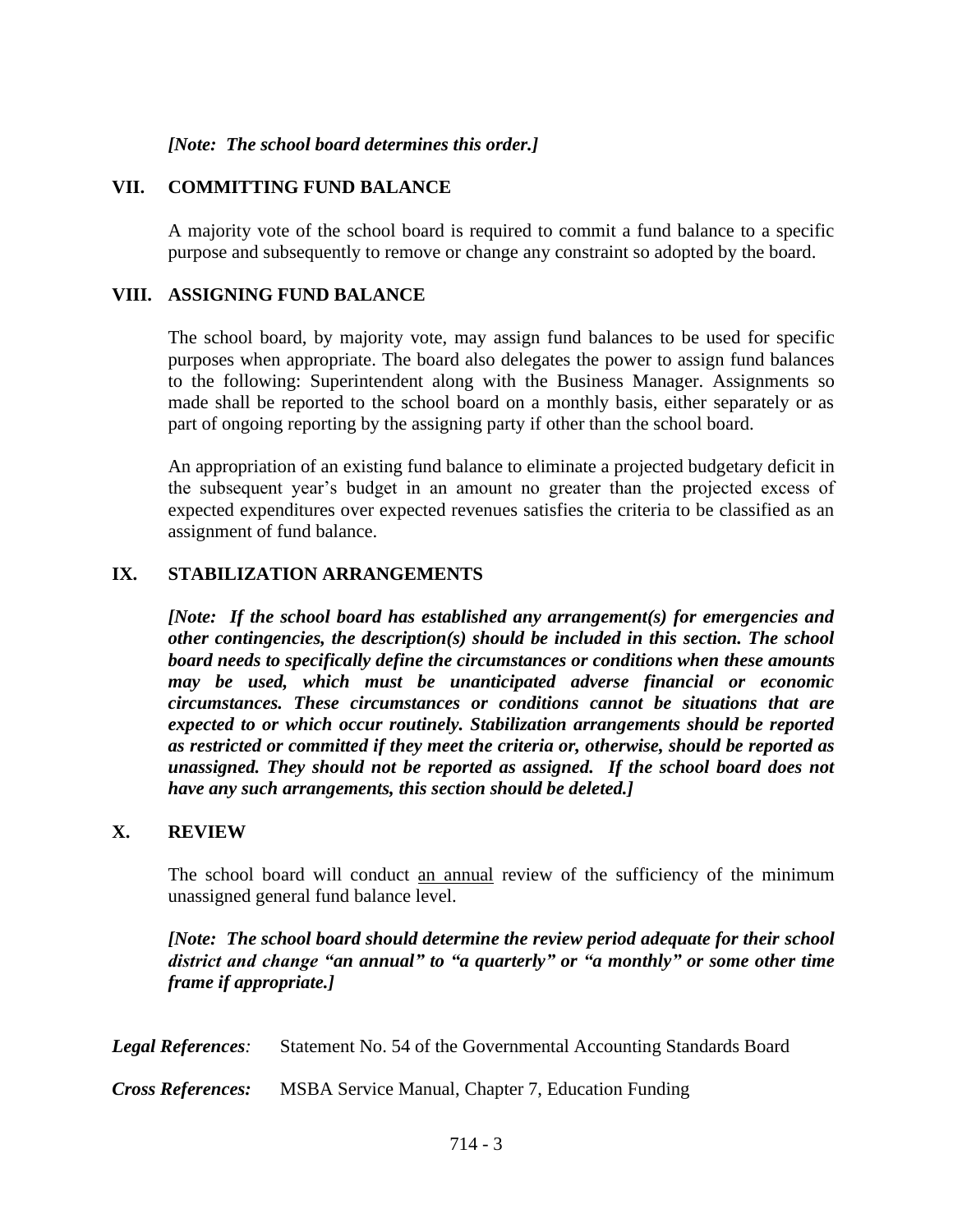***[Note: The school board determines this order.]***

## VII. COMMITTING FUND BALANCE

A majority vote of the school board is required to commit a fund balance to a specific purpose and subsequently to remove or change any constraint so adopted by the board.

## VIII. ASSIGNING FUND BALANCE

The school board, by majority vote, may assign fund balances to be used for specific purposes when appropriate. The board also delegates the power to assign fund balances to the following: Superintendent along with the Business Manager. Assignments so made shall be reported to the school board on a monthly basis, either separately or as part of ongoing reporting by the assigning party if other than the school board.

An appropriation of an existing fund balance to eliminate a projected budgetary deficit in the subsequent year's budget in an amount no greater than the projected excess of expected expenditures over expected revenues satisfies the criteria to be classified as an assignment of fund balance.

## IX. STABILIZATION ARRANGEMENTS

***[Note: If the school board has established any arrangement(s) for emergencies and other contingencies, the description(s) should be included in this section. The school board needs to specifically define the circumstances or conditions when these amounts may be used, which must be unanticipated adverse financial or economic circumstances. These circumstances or conditions cannot be situations that are expected to or which occur routinely. Stabilization arrangements should be reported as restricted or committed if they meet the criteria or, otherwise, should be reported as unassigned. They should not be reported as assigned. If the school board does not have any such arrangements, this section should be deleted.]***

## X. REVIEW

The school board will conduct <u>an annual</u> review of the sufficiency of the minimum unassigned general fund balance level.

***[Note: The school board should determine the review period adequate for their school district and change "an annual" to "a quarterly" or "a monthly" or some other time frame if appropriate.]***

***Legal References:*** Statement No. 54 of the Governmental Accounting Standards Board

***Cross References:*** MSBA Service Manual, Chapter 7, Education Funding